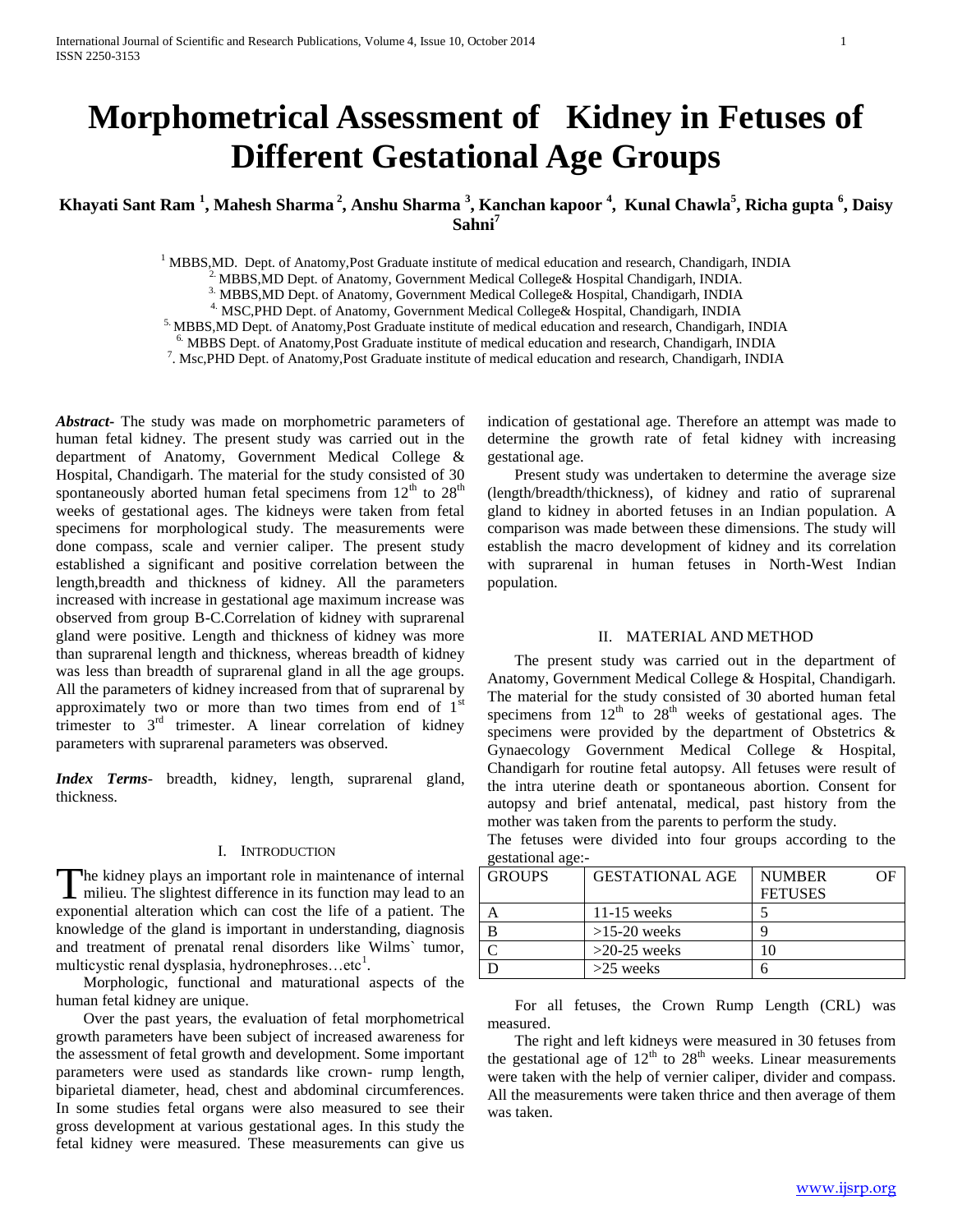# Morphometrical Assessment of Kidney in Fetuses of Different Gestational Age Groups

**Khayati Sant Ram [1], Mahesh Sharma [2], Anshu Sharma [3], Kanchan kapoor [4], Kunal Chawla[5], Richa gupta [6], Daisy Sahni[7]**

[1] MBBS,MD. Dept. of Anatomy,Post Graduate institute of medical education and research, Chandigarh, INDIA
[2.] MBBS,MD Dept. of Anatomy, Government Medical College& Hospital Chandigarh, INDIA.
[3.] MBBS,MD Dept. of Anatomy, Government Medical College& Hospital, Chandigarh, INDIA
[4.] MSC,PHD Dept. of Anatomy, Government Medical College& Hospital, Chandigarh, INDIA
[5.] MBBS,MD Dept. of Anatomy,Post Graduate institute of medical education and research, Chandigarh, INDIA
[6.] MBBS Dept. of Anatomy,Post Graduate institute of medical education and research, Chandigarh, INDIA
[7]. Msc,PHD Dept. of Anatomy,Post Graduate institute of medical education and research, Chandigarh, INDIA

***Abstract-*** The study was made on morphometric parameters of human fetal kidney. The present study was carried out in the department of Anatomy, Government Medical College & Hospital, Chandigarh. The material for the study consisted of 30 spontaneously aborted human fetal specimens from 12th to 28th weeks of gestational ages. The kidneys were taken from fetal specimens for morphological study. The measurements were done compass, scale and vernier caliper. The present study established a significant and positive correlation between the length,breadth and thickness of kidney. All the parameters increased with increase in gestational age maximum increase was observed from group B-C.Correlation of kidney with suprarenal gland were positive. Length and thickness of kidney was more than suprarenal length and thickness, whereas breadth of kidney was less than breadth of suprarenal gland in all the age groups. All the parameters of kidney increased from that of suprarenal by approximately two or more than two times from end of 1st trimester to 3rd trimester. A linear correlation of kidney parameters with suprarenal parameters was observed.

***Index Terms*-** breadth, kidney, length, suprarenal gland, thickness.

## I. Introduction

The kidney plays an important role in maintenance of internal milieu. The slightest difference in its function may lead to an exponential alteration which can cost the life of a patient. The knowledge of the gland is important in understanding, diagnosis and treatment of prenatal renal disorders like Wilms` tumor, multicystic renal dysplasia, hydronephroses…etc[1].

Morphologic, functional and maturational aspects of the human fetal kidney are unique.

Over the past years, the evaluation of fetal morphometrical growth parameters have been subject of increased awareness for the assessment of fetal growth and development. Some important parameters were used as standards like crown- rump length, biparietal diameter, head, chest and abdominal circumferences. In some studies fetal organs were also measured to see their gross development at various gestational ages. In this study the fetal kidney were measured. These measurements can give us indication of gestational age. Therefore an attempt was made to determine the growth rate of fetal kidney with increasing gestational age.

Present study was undertaken to determine the average size (length/breadth/thickness), of kidney and ratio of suprarenal gland to kidney in aborted fetuses in an Indian population. A comparison was made between these dimensions. The study will establish the macro development of kidney and its correlation with suprarenal in human fetuses in North-West Indian population.

## II. Material and Method

The present study was carried out in the department of Anatomy, Government Medical College & Hospital, Chandigarh. The material for the study consisted of 30 aborted human fetal specimens from 12th to 28th weeks of gestational ages. The specimens were provided by the department of Obstetrics & Gynaecology Government Medical College & Hospital, Chandigarh for routine fetal autopsy. All fetuses were result of the intra uterine death or spontaneous abortion. Consent for autopsy and brief antenatal, medical, past history from the mother was taken from the parents to perform the study.

The fetuses were divided into four groups according to the gestational age:-

| GROUPS | GESTATIONAL AGE | NUMBER OF FETUSES |
|---|---|---|
| A | 11-15 weeks | 5 |
| B | >15-20 weeks | 9 |
| C | >20-25 weeks | 10 |
| D | >25 weeks | 6 |

For all fetuses, the Crown Rump Length (CRL) was measured.

The right and left kidneys were measured in 30 fetuses from the gestational age of 12th to 28th weeks. Linear measurements were taken with the help of vernier caliper, divider and compass. All the measurements were taken thrice and then average of them was taken.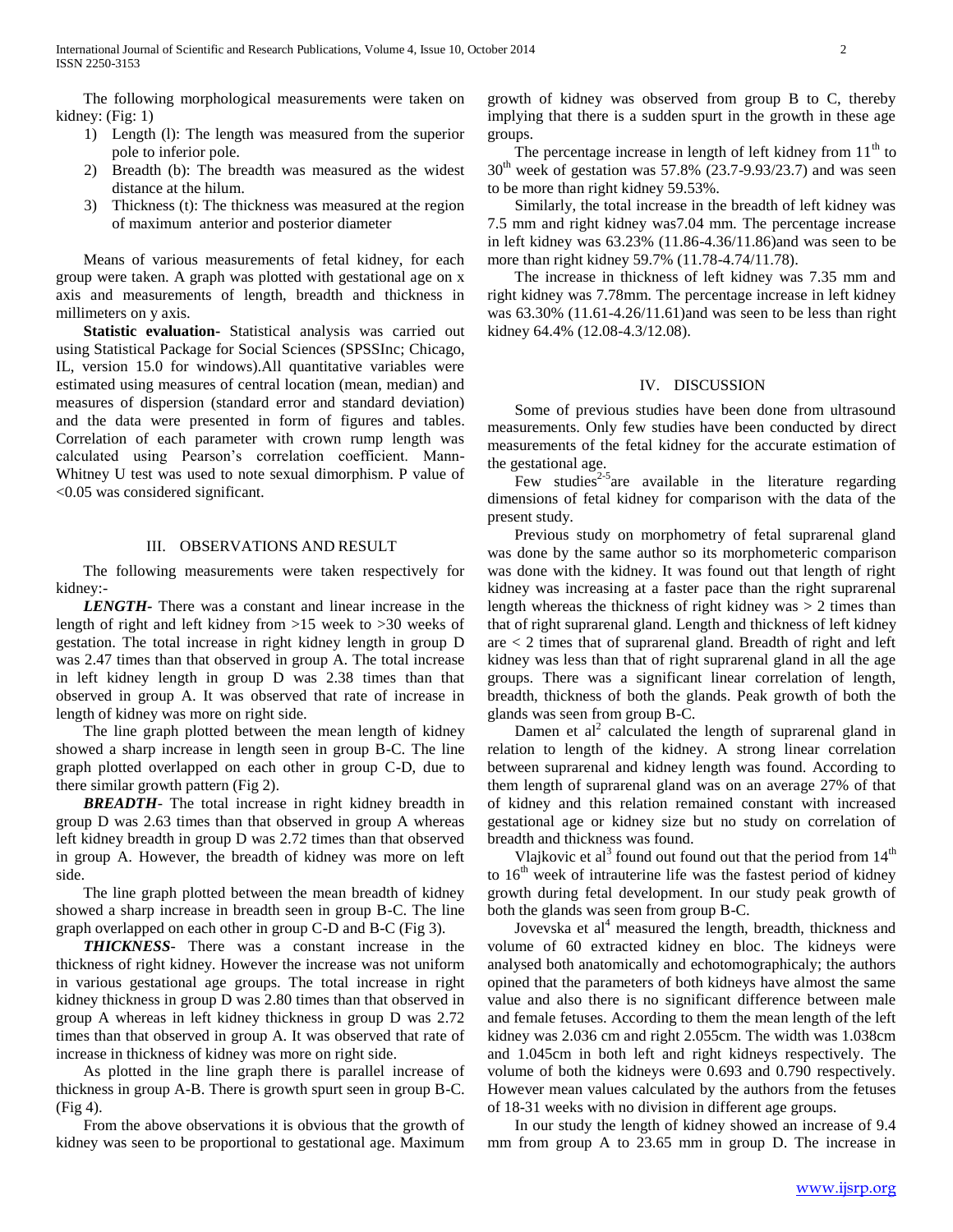The following morphological measurements were taken on kidney: (Fig: 1)

1) Length (l): The length was measured from the superior pole to inferior pole.
2) Breadth (b): The breadth was measured as the widest distance at the hilum.
3) Thickness (t): The thickness was measured at the region of maximum anterior and posterior diameter

Means of various measurements of fetal kidney, for each group were taken. A graph was plotted with gestational age on x axis and measurements of length, breadth and thickness in millimeters on y axis.

**Statistic evaluation-** Statistical analysis was carried out using Statistical Package for Social Sciences (SPSSInc; Chicago, IL, version 15.0 for windows).All quantitative variables were estimated using measures of central location (mean, median) and measures of dispersion (standard error and standard deviation) and the data were presented in form of figures and tables. Correlation of each parameter with crown rump length was calculated using Pearson's correlation coefficient. Mann-Whitney U test was used to note sexual dimorphism. P value of <0.05 was considered significant.

## III. OBSERVATIONS AND RESULT

The following measurements were taken respectively for kidney:-

***LENGTH-*** There was a constant and linear increase in the length of right and left kidney from >15 week to >30 weeks of gestation. The total increase in right kidney length in group D was 2.47 times than that observed in group A. The total increase in left kidney length in group D was 2.38 times than that observed in group A. It was observed that rate of increase in length of kidney was more on right side.

The line graph plotted between the mean length of kidney showed a sharp increase in length seen in group B-C. The line graph plotted overlapped on each other in group C-D, due to there similar growth pattern (Fig 2).

***BREADTH***- The total increase in right kidney breadth in group D was 2.63 times than that observed in group A whereas left kidney breadth in group D was 2.72 times than that observed in group A. However, the breadth of kidney was more on left side.

The line graph plotted between the mean breadth of kidney showed a sharp increase in breadth seen in group B-C. The line graph overlapped on each other in group C-D and B-C (Fig 3).

***THICKNESS***- There was a constant increase in the thickness of right kidney. However the increase was not uniform in various gestational age groups. The total increase in right kidney thickness in group D was 2.80 times than that observed in group A whereas in left kidney thickness in group D was 2.72 times than that observed in group A. It was observed that rate of increase in thickness of kidney was more on right side.

As plotted in the line graph there is parallel increase of thickness in group A-B. There is growth spurt seen in group B-C. (Fig 4).

From the above observations it is obvious that the growth of kidney was seen to be proportional to gestational age. Maximum growth of kidney was observed from group B to C, thereby implying that there is a sudden spurt in the growth in these age groups.

The percentage increase in length of left kidney from $11^{th}$ to $30^{th}$ week of gestation was 57.8% (23.7-9.93/23.7) and was seen to be more than right kidney 59.53%.

Similarly, the total increase in the breadth of left kidney was 7.5 mm and right kidney was7.04 mm. The percentage increase in left kidney was 63.23% (11.86-4.36/11.86)and was seen to be more than right kidney 59.7% (11.78-4.74/11.78).

The increase in thickness of left kidney was 7.35 mm and right kidney was 7.78mm. The percentage increase in left kidney was 63.30% (11.61-4.26/11.61)and was seen to be less than right kidney 64.4% (12.08-4.3/12.08).

## IV. DISCUSSION

Some of previous studies have been done from ultrasound measurements. Only few studies have been conducted by direct measurements of the fetal kidney for the accurate estimation of the gestational age.

Few studies[2-5]are available in the literature regarding dimensions of fetal kidney for comparison with the data of the present study.

Previous study on morphometry of fetal suprarenal gland was done by the same author so its morphometeric comparison was done with the kidney. It was found out that length of right kidney was increasing at a faster pace than the right suprarenal length whereas the thickness of right kidney was > 2 times than that of right suprarenal gland. Length and thickness of left kidney are < 2 times that of suprarenal gland. Breadth of right and left kidney was less than that of right suprarenal gland in all the age groups. There was a significant linear correlation of length, breadth, thickness of both the glands. Peak growth of both the glands was seen from group B-C.

Damen et al[2] calculated the length of suprarenal gland in relation to length of the kidney. A strong linear correlation between suprarenal and kidney length was found. According to them length of suprarenal gland was on an average 27% of that of kidney and this relation remained constant with increased gestational age or kidney size but no study on correlation of breadth and thickness was found.

Vlajkovic et al[3] found out found out that the period from $14^{th}$ to $16^{th}$ week of intrauterine life was the fastest period of kidney growth during fetal development. In our study peak growth of both the glands was seen from group B-C.

Jovevska et al[4] measured the length, breadth, thickness and volume of 60 extracted kidney en bloc. The kidneys were analysed both anatomically and echotomographicaly; the authors opined that the parameters of both kidneys have almost the same value and also there is no significant difference between male and female fetuses. According to them the mean length of the left kidney was 2.036 cm and right 2.055cm. The width was 1.038cm and 1.045cm in both left and right kidneys respectively. The volume of both the kidneys were 0.693 and 0.790 respectively. However mean values calculated by the authors from the fetuses of 18-31 weeks with no division in different age groups.

In our study the length of kidney showed an increase of 9.4 mm from group A to 23.65 mm in group D. The increase in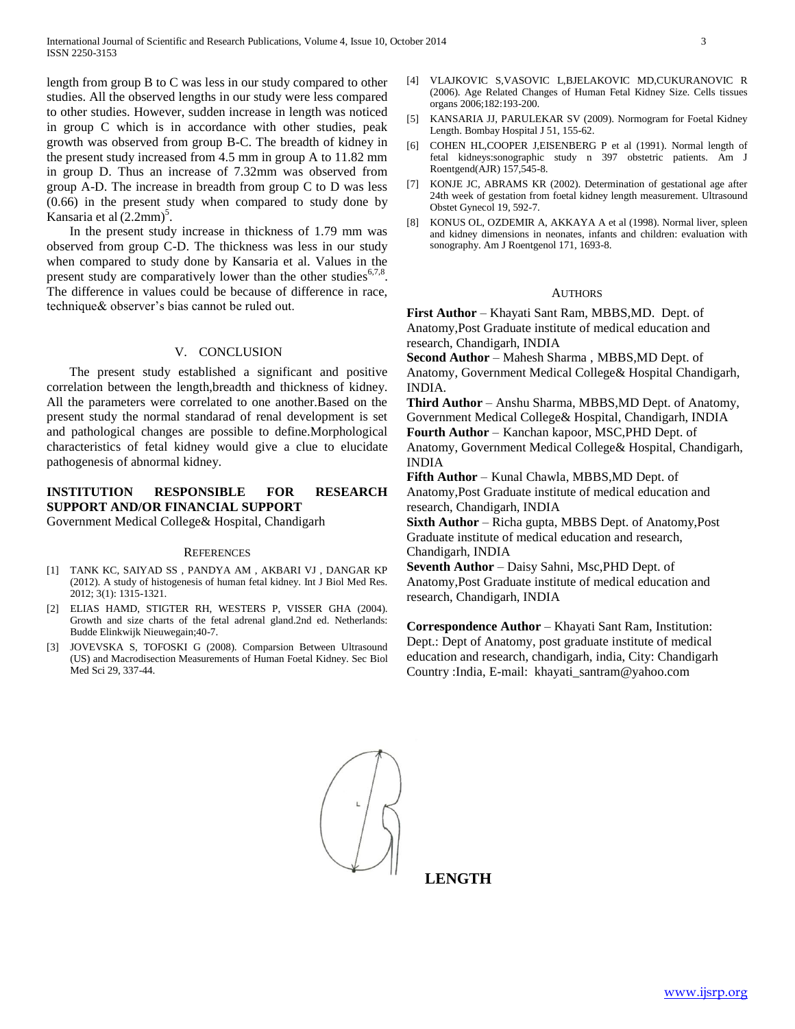length from group B to C was less in our study compared to other studies. All the observed lengths in our study were less compared to other studies. However, sudden increase in length was noticed in group C which is in accordance with other studies, peak growth was observed from group B-C. The breadth of kidney in the present study increased from 4.5 mm in group A to 11.82 mm in group D. Thus an increase of 7.32mm was observed from group A-D. The increase in breadth from group C to D was less (0.66) in the present study when compared to study done by Kansaria et al (2.2mm)[5].

In the present study increase in thickness of 1.79 mm was observed from group C-D. The thickness was less in our study when compared to study done by Kansaria et al. Values in the present study are comparatively lower than the other studies[6,7,8]. The difference in values could be because of difference in race, technique& observer's bias cannot be ruled out.

## V. CONCLUSION

The present study established a significant and positive correlation between the length,breadth and thickness of kidney. All the parameters were correlated to one another.Based on the present study the normal standarad of renal development is set and pathological changes are possible to define.Morphological characteristics of fetal kidney would give a clue to elucidate pathogenesis of abnormal kidney.

## INSTITUTION RESPONSIBLE FOR RESEARCH SUPPORT AND/OR FINANCIAL SUPPORT

Government Medical College& Hospital, Chandigarh

## REFERENCES

[1] TANK KC, SAIYAD SS , PANDYA AM , AKBARI VJ , DANGAR KP (2012). A study of histogenesis of human fetal kidney. Int J Biol Med Res. 2012; 3(1): 1315-1321.

[2] ELIAS HAMD, STIGTER RH, WESTERS P, VISSER GHA (2004). Growth and size charts of the fetal adrenal gland.2nd ed. Netherlands: Budde Elinkwijk Nieuwegain;40-7.

[3] JOVEVSKA S, TOFOSKI G (2008). Comparsion Between Ultrasound (US) and Macrodisection Measurements of Human Foetal Kidney. Sec Biol Med Sci 29, 337-44.

[4] VLAJKOVIC S,VASOVIC L,BJELAKOVIC MD,CUKURANOVIC R (2006). Age Related Changes of Human Fetal Kidney Size. Cells tissues organs 2006;182:193-200.

[5] KANSARIA JJ, PARULEKAR SV (2009). Normogram for Foetal Kidney Length. Bombay Hospital J 51, 155-62.

[6] COHEN HL,COOPER J,EISENBERG P et al (1991). Normal length of fetal kidneys:sonographic study n 397 obstetric patients. Am J Roentgend(AJR) 157,545-8.

[7] KONJE JC, ABRAMS KR (2002). Determination of gestational age after 24th week of gestation from foetal kidney length measurement. Ultrasound Obstet Gynecol 19, 592-7.

[8] KONUS OL, OZDEMIR A, AKKAYA A et al (1998). Normal liver, spleen and kidney dimensions in neonates, infants and children: evaluation with sonography. Am J Roentgenol 171, 1693-8.

## AUTHORS

**First Author** – Khayati Sant Ram, MBBS,MD. Dept. of Anatomy,Post Graduate institute of medical education and research, Chandigarh, INDIA

**Second Author** – Mahesh Sharma , MBBS,MD Dept. of Anatomy, Government Medical College& Hospital Chandigarh, INDIA.

**Third Author** – Anshu Sharma, MBBS,MD Dept. of Anatomy, Government Medical College& Hospital, Chandigarh, INDIA

**Fourth Author** – Kanchan kapoor, MSC,PHD Dept. of Anatomy, Government Medical College& Hospital, Chandigarh, INDIA

**Fifth Author** – Kunal Chawla, MBBS,MD Dept. of Anatomy,Post Graduate institute of medical education and research, Chandigarh, INDIA

**Sixth Author** – Richa gupta, MBBS Dept. of Anatomy,Post Graduate institute of medical education and research, Chandigarh, INDIA

**Seventh Author** – Daisy Sahni, Msc,PHD Dept. of Anatomy,Post Graduate institute of medical education and research, Chandigarh, INDIA

**Correspondence Author** – Khayati Sant Ram, Institution: Dept.: Dept of Anatomy, post graduate institute of medical education and research, chandigarh, india, City: Chandigarh Country :India, E-mail: khayati_santram@yahoo.com

**LENGTH**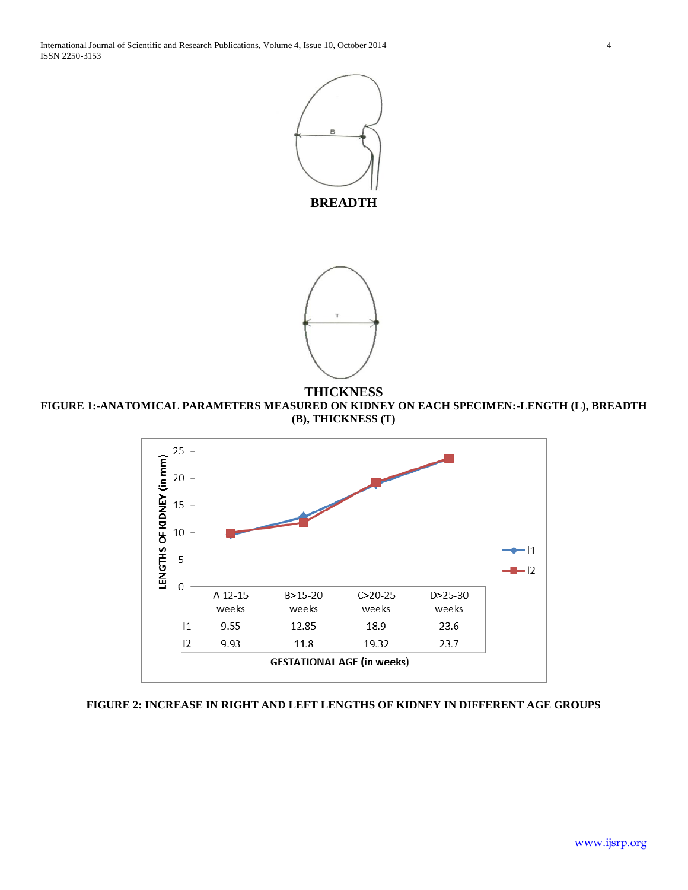BREADTH

THICKNESS

**FIGURE 1:-ANATOMICAL PARAMETERS MEASURED ON KIDNEY ON EACH SPECIMEN:-LENGTH (L), BREADTH (B), THICKNESS (T)**

| | A 12-15 weeks | B>15-20 weeks | C>20-25 weeks | D>25-30 weeks |
|---|---|---|---|---|
| l1 | 9.55 | 12.85 | 18.9 | 23.6 |
| l2 | 9.93 | 11.8 | 19.32 | 23.7 |

GESTATIONAL AGE (in weeks)

**FIGURE 2: INCREASE IN RIGHT AND LEFT LENGTHS OF KIDNEY IN DIFFERENT AGE GROUPS**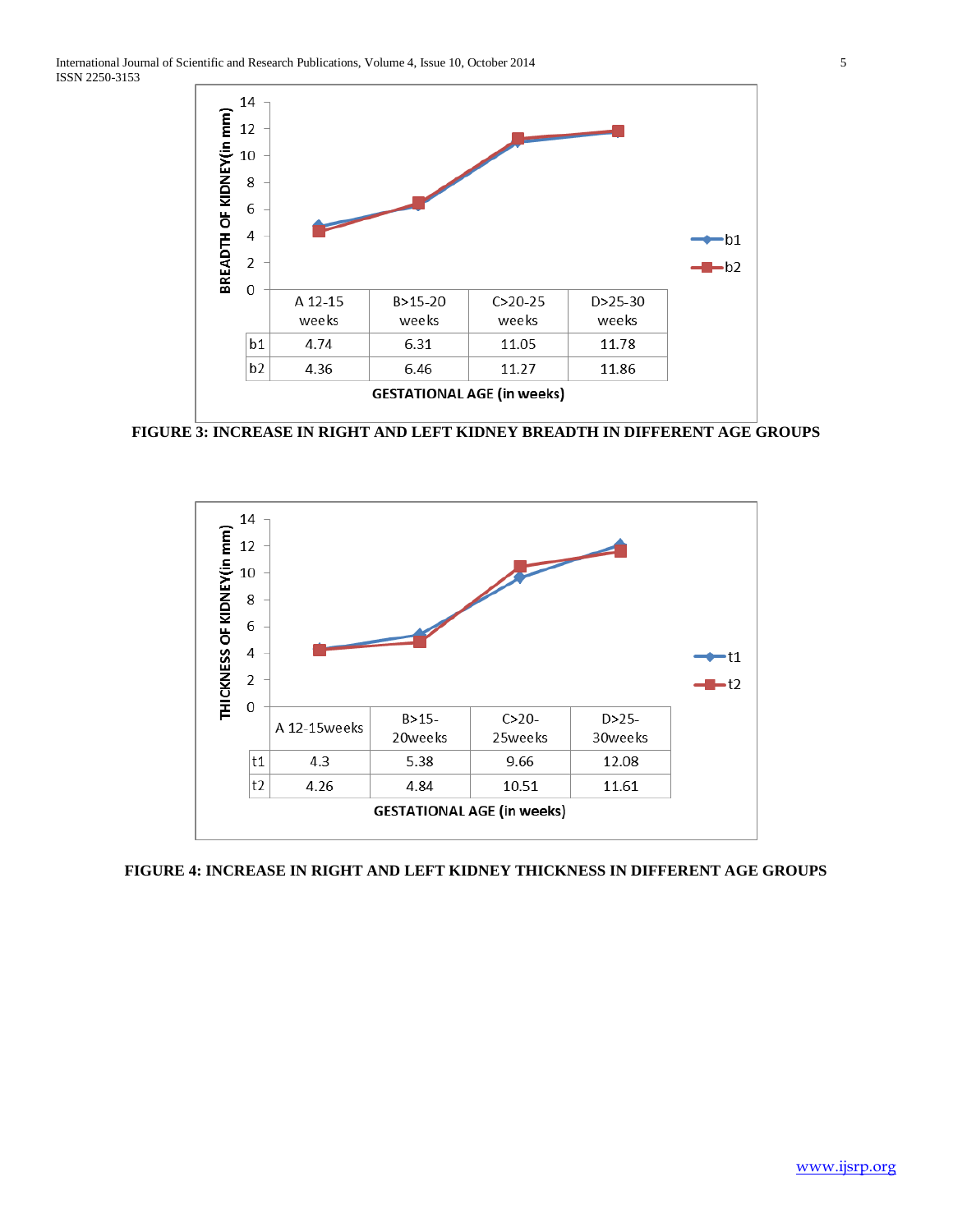BREADTH OF KIDNEY(in mm)

14
12
10
8
6
4
2
0

b1
b2

A 12-15 weeks
B>15-20 weeks
C>20-25 weeks
D>25-30 weeks

b1 4.74 6.31 11.05 11.78
b2 4.36 6.46 11.27 11.86

GESTATIONAL AGE (in weeks)

**FIGURE 3: INCREASE IN RIGHT AND LEFT KIDNEY BREADTH IN DIFFERENT AGE GROUPS**

THICKNESS OF KIDNEY(in mm)

14
12
10
8
6
4
2
0

t1
t2

A 12-15weeks
B>15-20weeks
C>20-25weeks
D>25-30weeks

t1 4.3 5.38 9.66 12.08
t2 4.26 4.84 10.51 11.61

GESTATIONAL AGE (in weeks)

**FIGURE 4: INCREASE IN RIGHT AND LEFT KIDNEY THICKNESS IN DIFFERENT AGE GROUPS**